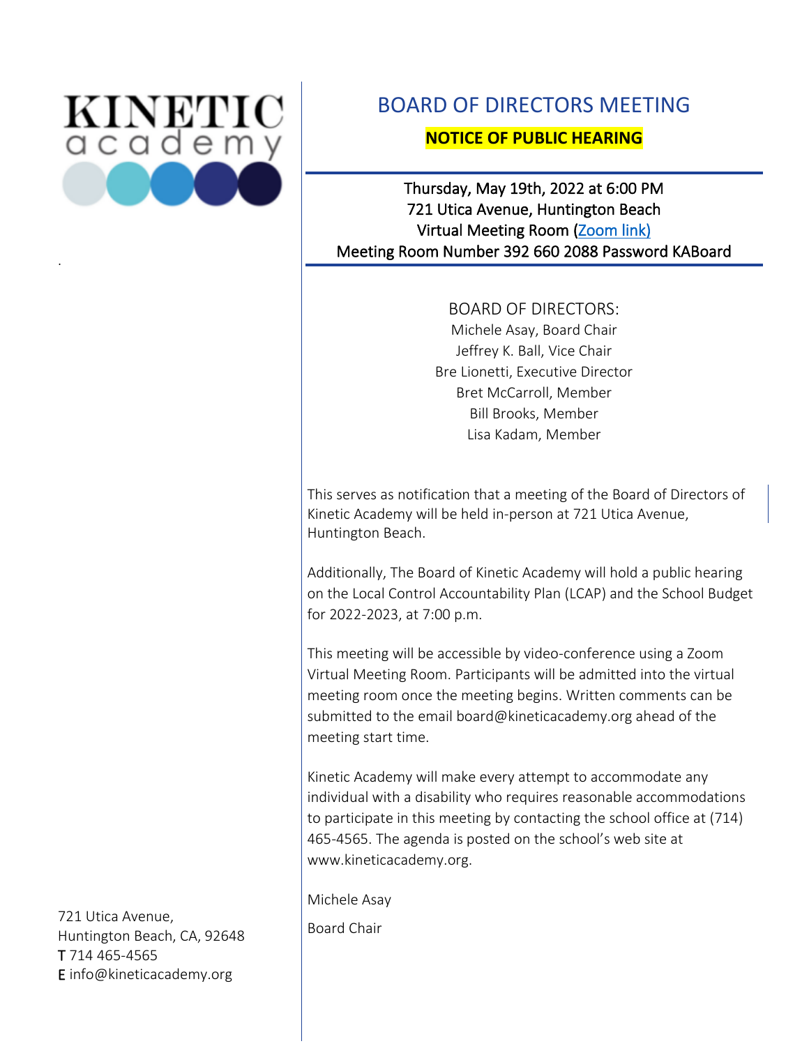KINETIC academy

# BOARD OF DIRECTORS MEETING

**NOTICE OF PUBLIC HEARING**

Thursday, May 19th, 2022 at 6:00 PM
721 Utica Avenue, Huntington Beach
Virtual Meeting Room ([Zoom link](Zoom link))
Meeting Room Number 392 660 2088 Password KABoard

BOARD OF DIRECTORS:
Michele Asay, Board Chair
Jeffrey K. Ball, Vice Chair
Bre Lionetti, Executive Director
Bret McCarroll, Member
Bill Brooks, Member
Lisa Kadam, Member

This serves as notification that a meeting of the Board of Directors of Kinetic Academy will be held in-person at 721 Utica Avenue, Huntington Beach.

Additionally, The Board of Kinetic Academy will hold a public hearing on the Local Control Accountability Plan (LCAP) and the School Budget for 2022-2023, at 7:00 p.m.

This meeting will be accessible by video-conference using a Zoom Virtual Meeting Room. Participants will be admitted into the virtual meeting room once the meeting begins. Written comments can be submitted to the email board@kineticacademy.org ahead of the meeting start time.

Kinetic Academy will make every attempt to accommodate any individual with a disability who requires reasonable accommodations to participate in this meeting by contacting the school office at (714) 465-4565. The agenda is posted on the school's web site at www.kineticacademy.org.

Michele Asay

Board Chair

721 Utica Avenue,
Huntington Beach, CA, 92648
T 714 465-4565
E info@kineticacademy.org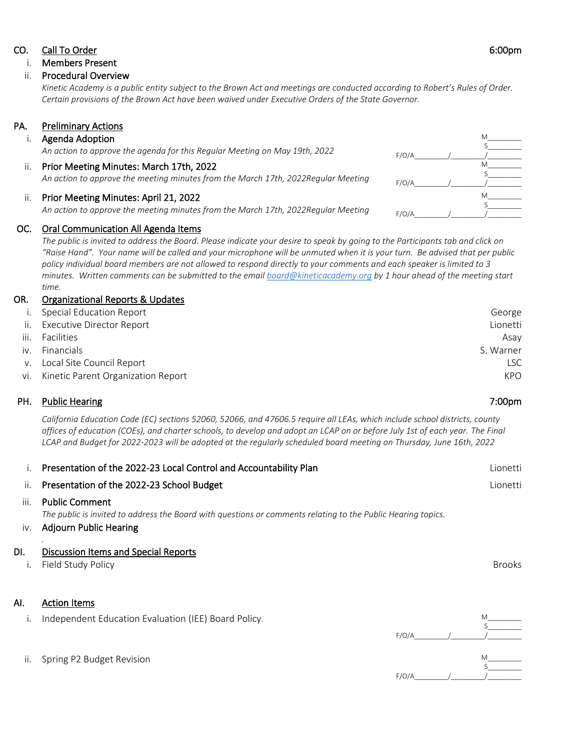## CO. Call To Order 6:00pm

i. **Members Present**

ii. **Procedural Overview**

*Kinetic Academy is a public entity subject to the Brown Act and meetings are conducted according to Robert's Rules of Order. Certain provisions of the Brown Act have been waived under Executive Orders of the State Governor.*

## PA. Preliminary Actions

i. **Agenda Adoption**

*An action to approve the agenda for this Regular Meeting on May 19th, 2022*

M________
S________
F/O/A________/________/________

ii. **Prior Meeting Minutes: March 17th, 2022**

*An action to approve the meeting minutes from the March 17th, 2022Regular Meeting*

M________
S________
F/O/A________/________/________

ii. **Prior Meeting Minutes: April 21, 2022**

*An action to approve the meeting minutes from the March 17th, 2022Regular Meeting*

M________
S________
F/O/A________/________/________

## OC. Oral Communication All Agenda Items

*The public is invited to address the Board. Please indicate your desire to speak by going to the Participants tab and click on "Raise Hand". Your name will be called and your microphone will be unmuted when it is your turn. Be advised that per public policy individual board members are not allowed to respond directly to your comments and each speaker is limited to 3 minutes. Written comments can be submitted to the email [board@kineticacademy.org](mailto:board@kineticacademy.org) by 1 hour ahead of the meeting start time.*

## OR. Organizational Reports & Updates

i. Special Education Report — George

ii. Executive Director Report — Lionetti

iii. Facilities — Asay

iv. Financials — S. Warner

v. Local Site Council Report — LSC

vi. Kinetic Parent Organization Report — KPO

## PH. Public Hearing 7:00pm

*California Education Code (EC) sections 52060, 52066, and 47606.5 require all LEAs, which include school districts, county offices of education (COEs), and charter schools, to develop and adopt an LCAP on or before July 1st of each year. The Final LCAP and Budget for 2022-2023 will be adopted at the regularly scheduled board meeting on Thursday, June 16th, 2022*

i. **Presentation of the 2022-23 Local Control and Accountability Plan** — Lionetti

ii. **Presentation of the 2022-23 School Budget** — Lionetti

iii. **Public Comment**

*The public is invited to address the Board with questions or comments relating to the Public Hearing topics.*

iv. **Adjourn Public Hearing**

.

## DI. Discussion Items and Special Reports

i. Field Study Policy — Brooks

## AI. Action Items

i. Independent Education Evaluation (IEE) Board Policy.

M________
S________
F/O/A________/________/________

ii. Spring P2 Budget Revision

M________
S________
F/O/A________/________/________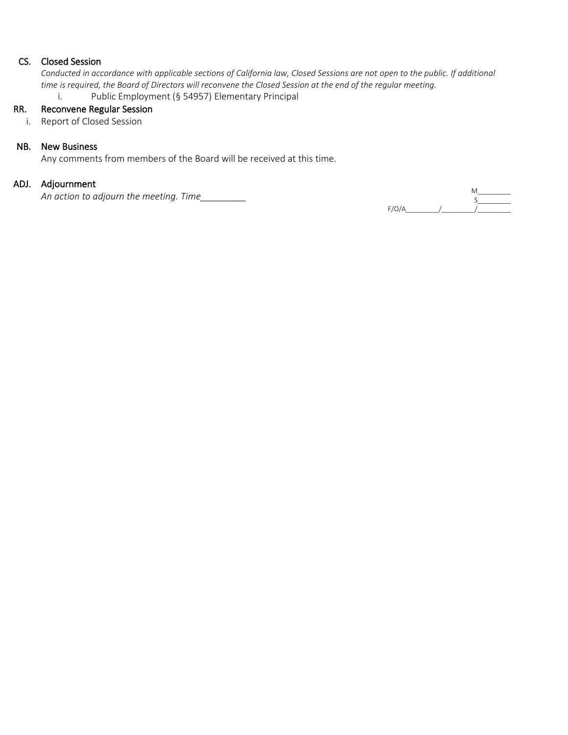## CS. Closed Session

*Conducted in accordance with applicable sections of California law, Closed Sessions are not open to the public. If additional time is required, the Board of Directors will reconvene the Closed Session at the end of the regular meeting.*

i. Public Employment (§ 54957) Elementary Principal

## RR. Reconvene Regular Session

i. Report of Closed Session

## NB. New Business

Any comments from members of the Board will be received at this time.

## ADJ. Adjournment

*An action to adjourn the meeting. Time_________*

M________
S________
F/O/A________/________/________